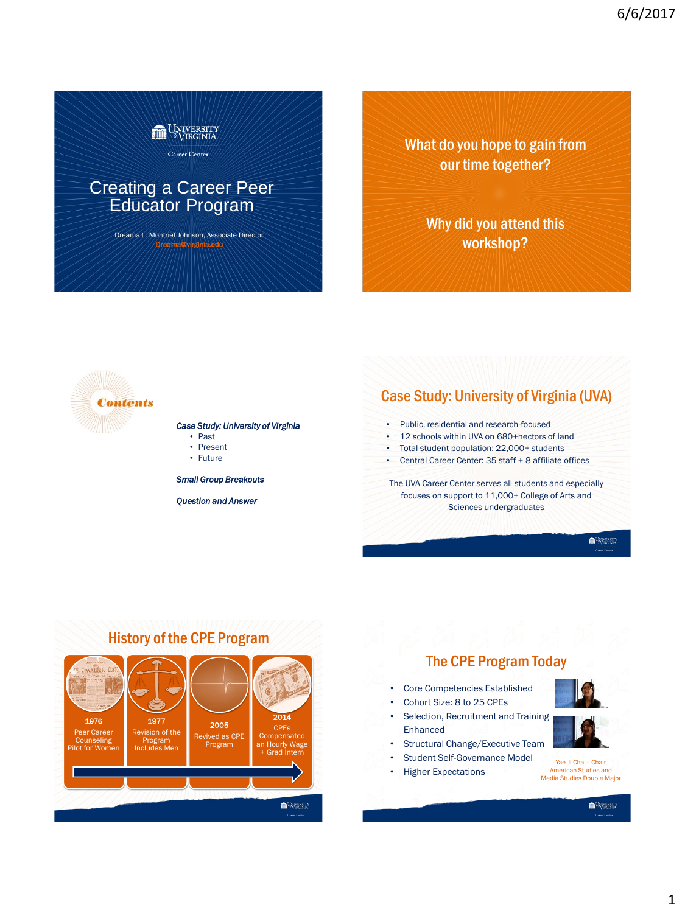# Creating a Career Peer Educator Program

University of Virginia Career Center

Dreama L. Montrief Johnson, Associate Director
Dreama@virginia.edu

---

What do you hope to gain from our time together?

Why did you attend this workshop?

---

## Contents

*Case Study: University of Virginia*
- Past
- Present
- Future

*Small Group Breakouts*

*Question and Answer*

---

## Case Study: University of Virginia (UVA)

- Public, residential and research-focused
- 12 schools within UVA on 680+hectors of land
- Total student population: 22,000+ students
- Central Career Center: 35 staff + 8 affiliate offices

The UVA Career Center serves all students and especially focuses on support to 11,000+ College of Arts and Sciences undergraduates

---

## History of the CPE Program

- **1976** Peer Career Counseling Pilot for Women
- **1977** Revision of the Program Includes Men
- **2005** Revived as CPE Program
- **2014** CPEs Compensated an Hourly Wage + Grad Intern

---

## The CPE Program Today

- Core Competencies Established
- Cohort Size: 8 to 25 CPEs
- Selection, Recruitment and Training Enhanced
- Structural Change/Executive Team
- Student Self-Governance Model
- Higher Expectations

Yae Ji Cha – Chair
American Studies and Media Studies Double Major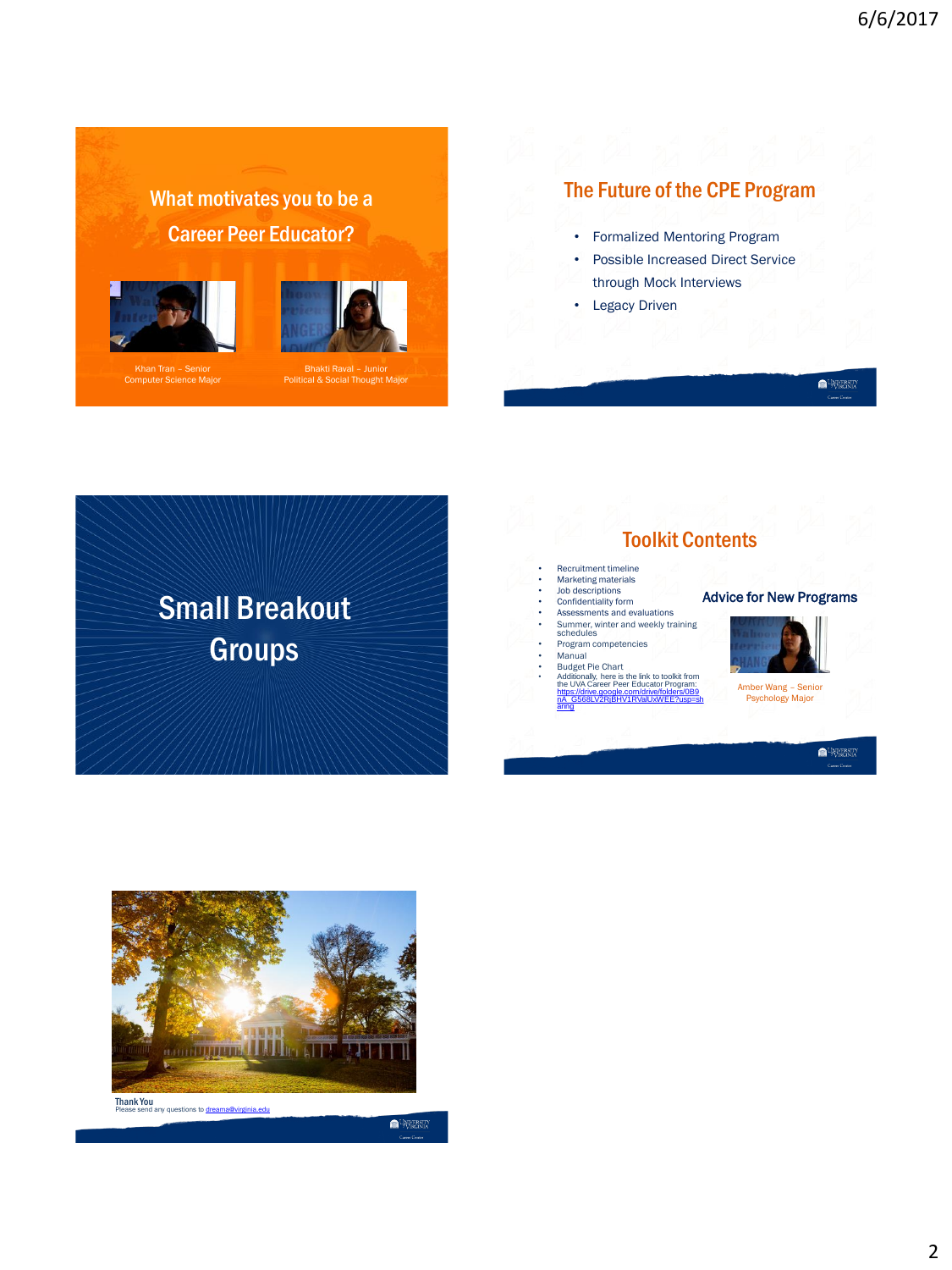## What motivates you to be a Career Peer Educator?

Khan Tran – Senior
Computer Science Major

Bhakti Raval – Junior
Political & Social Thought Major

## The Future of the CPE Program

- Formalized Mentoring Program
- Possible Increased Direct Service through Mock Interviews
- Legacy Driven

## Small Breakout Groups

## Toolkit Contents

- Recruitment timeline
- Marketing materials
- Job descriptions
- Confidentiality form
- Assessments and evaluations
- Summer, winter and weekly training schedules
- Program competencies
- Manual
- Budget Pie Chart
- Additionally, here is the link to toolkit from the UVA Career Peer Educator Program: https://drive.google.com/drive/folders/0B9nA_G568LV2RjBHV1RVaUxWEE?usp=sharing

### Advice for New Programs

Amber Wang – Senior
Psychology Major

**Thank You**
Please send any questions to dreama@virginia.edu